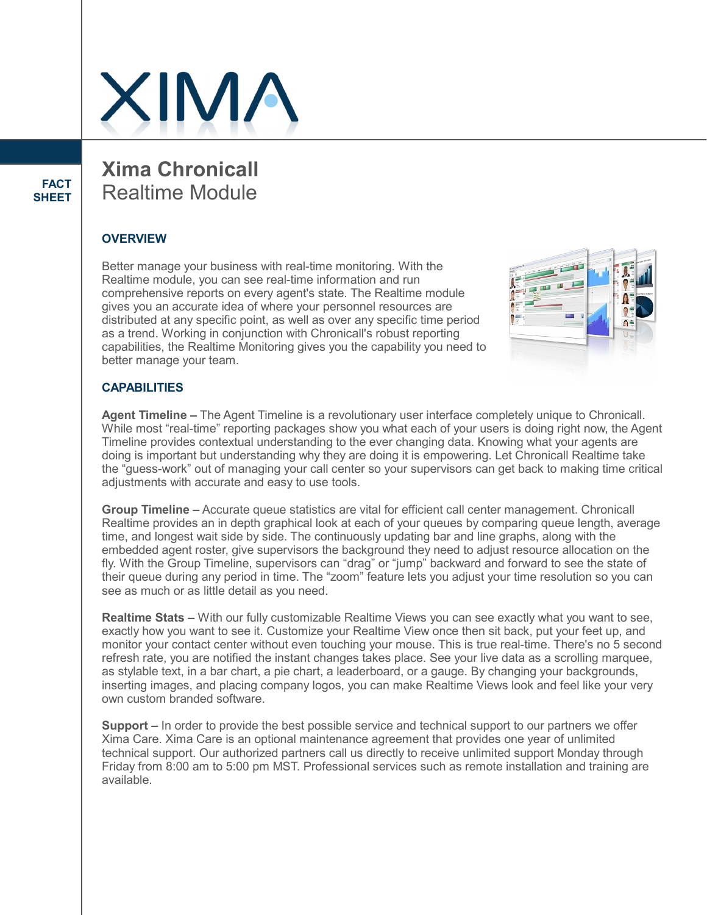XIMA

FACT SHEET

# Xima Chronicall
## Realtime Module

### OVERVIEW

Better manage your business with real-time monitoring. With the Realtime module, you can see real-time information and run comprehensive reports on every agent's state. The Realtime module gives you an accurate idea of where your personnel resources are distributed at any specific point, as well as over any specific time period as a trend. Working in conjunction with Chronicall's robust reporting capabilities, the Realtime Monitoring gives you the capability you need to better manage your team.

### CAPABILITIES

**Agent Timeline –** The Agent Timeline is a revolutionary user interface completely unique to Chronicall. While most "real-time" reporting packages show you what each of your users is doing right now, the Agent Timeline provides contextual understanding to the ever changing data. Knowing what your agents are doing is important but understanding why they are doing it is empowering. Let Chronicall Realtime take the "guess-work" out of managing your call center so your supervisors can get back to making time critical adjustments with accurate and easy to use tools.

**Group Timeline –** Accurate queue statistics are vital for efficient call center management. Chronicall Realtime provides an in depth graphical look at each of your queues by comparing queue length, average time, and longest wait side by side. The continuously updating bar and line graphs, along with the embedded agent roster, give supervisors the background they need to adjust resource allocation on the fly. With the Group Timeline, supervisors can "drag" or "jump" backward and forward to see the state of their queue during any period in time. The "zoom" feature lets you adjust your time resolution so you can see as much or as little detail as you need.

**Realtime Stats –** With our fully customizable Realtime Views you can see exactly what you want to see, exactly how you want to see it. Customize your Realtime View once then sit back, put your feet up, and monitor your contact center without even touching your mouse. This is true real-time. There's no 5 second refresh rate, you are notified the instant changes takes place. See your live data as a scrolling marquee, as stylable text, in a bar chart, a pie chart, a leaderboard, or a gauge. By changing your backgrounds, inserting images, and placing company logos, you can make Realtime Views look and feel like your very own custom branded software.

**Support –** In order to provide the best possible service and technical support to our partners we offer Xima Care. Xima Care is an optional maintenance agreement that provides one year of unlimited technical support. Our authorized partners call us directly to receive unlimited support Monday through Friday from 8:00 am to 5:00 pm MST. Professional services such as remote installation and training are available.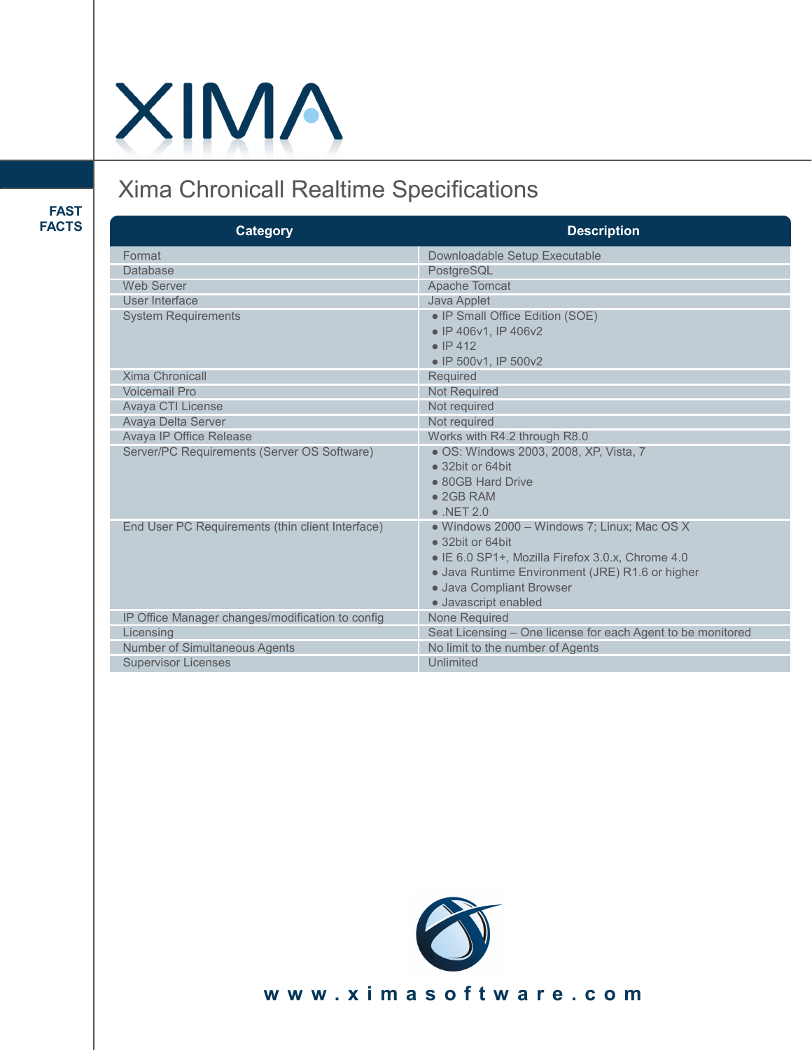# XIMA

**FAST FACTS**

## Xima Chronicall Realtime Specifications

| Category | Description |
|---|---|
| Format | Downloadable Setup Executable |
| Database | PostgreSQL |
| Web Server | Apache Tomcat |
| User Interface | Java Applet |
| System Requirements | • IP Small Office Edition (SOE)<br>• IP 406v1, IP 406v2<br>• IP 412<br>• IP 500v1, IP 500v2 |
| Xima Chronicall | Required |
| Voicemail Pro | Not Required |
| Avaya CTI License | Not required |
| Avaya Delta Server | Not required |
| Avaya IP Office Release | Works with R4.2 through R8.0 |
| Server/PC Requirements (Server OS Software) | • OS: Windows 2003, 2008, XP, Vista, 7<br>• 32bit or 64bit<br>• 80GB Hard Drive<br>• 2GB RAM<br>• .NET 2.0 |
| End User PC Requirements (thin client Interface) | • Windows 2000 – Windows 7; Linux; Mac OS X<br>• 32bit or 64bit<br>• IE 6.0 SP1+, Mozilla Firefox 3.0.x, Chrome 4.0<br>• Java Runtime Environment (JRE) R1.6 or higher<br>• Java Compliant Browser<br>• Javascript enabled |
| IP Office Manager changes/modification to config | None Required |
| Licensing | Seat Licensing – One license for each Agent to be monitored |
| Number of Simultaneous Agents | No limit to the number of Agents |
| Supervisor Licenses | Unlimited |

www.ximasoftware.com